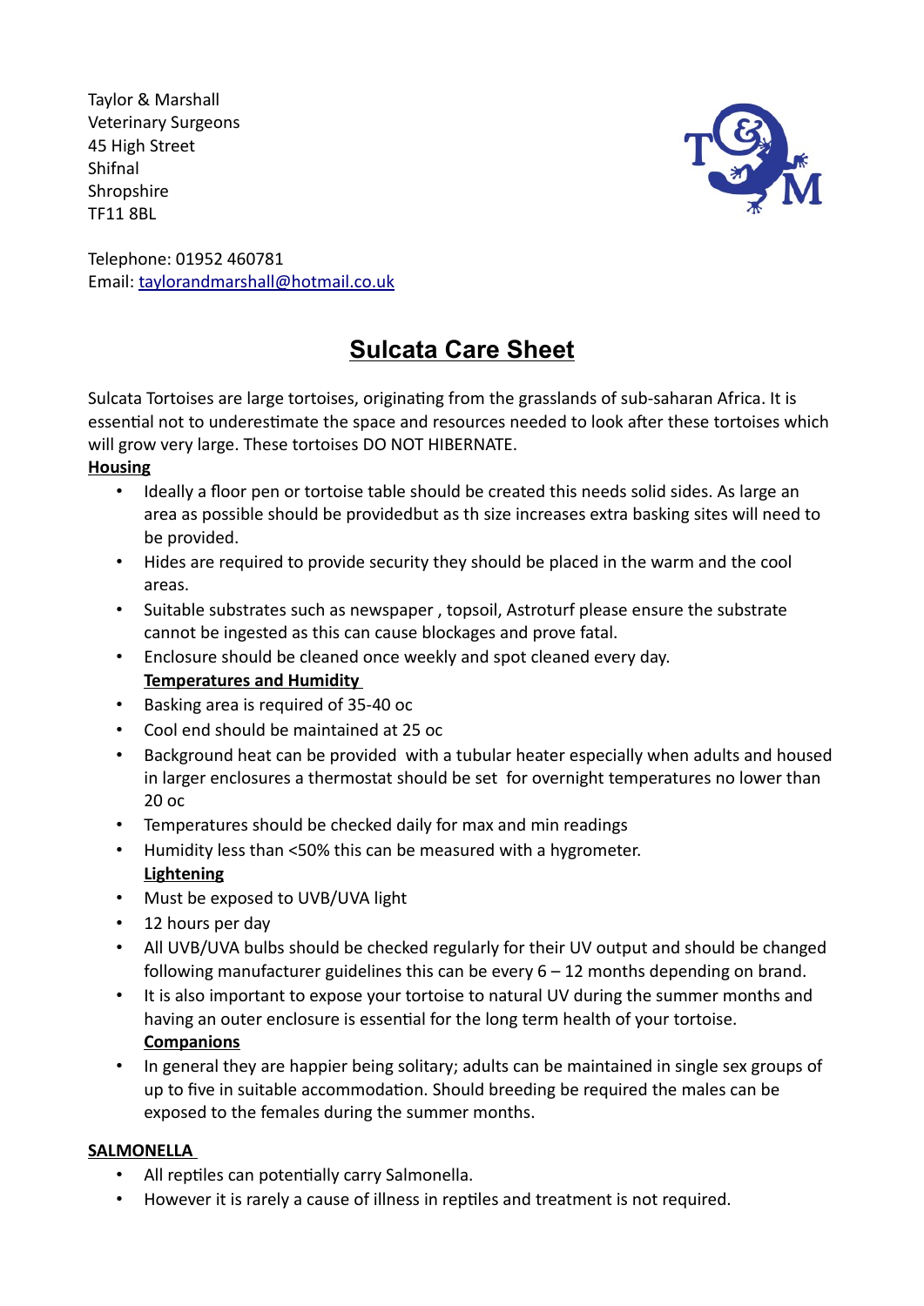Taylor & Marshall
Veterinary Surgeons
45 High Street
Shifnal
Shropshire
TF11 8BL

Telephone: 01952 460781
Email: taylorandmarshall@hotmail.co.uk

# Sulcata Care Sheet

Sulcata Tortoises are large tortoises, originating from the grasslands of sub-saharan Africa. It is essential not to underestimate the space and resources needed to look after these tortoises which will grow very large. These tortoises DO NOT HIBERNATE.

**Housing**

- Ideally a floor pen or tortoise table should be created this needs solid sides. As large an area as possible should be providedbut as th size increases extra basking sites will need to be provided.
- Hides are required to provide security they should be placed in the warm and the cool areas.
- Suitable substrates such as newspaper , topsoil, Astroturf please ensure the substrate cannot be ingested as this can cause blockages and prove fatal.
- Enclosure should be cleaned once weekly and spot cleaned every day.

**Temperatures and Humidity**

- Basking area is required of 35-40 oc
- Cool end should be maintained at 25 oc
- Background heat can be provided with a tubular heater especially when adults and housed in larger enclosures a thermostat should be set for overnight temperatures no lower than 20 oc
- Temperatures should be checked daily for max and min readings
- Humidity less than <50% this can be measured with a hygrometer.

**Lightening**

- Must be exposed to UVB/UVA light
- 12 hours per day
- All UVB/UVA bulbs should be checked regularly for their UV output and should be changed following manufacturer guidelines this can be every 6 – 12 months depending on brand.
- It is also important to expose your tortoise to natural UV during the summer months and having an outer enclosure is essential for the long term health of your tortoise.

**Companions**

- In general they are happier being solitary; adults can be maintained in single sex groups of up to five in suitable accommodation. Should breeding be required the males can be exposed to the females during the summer months.

**SALMONELLA**

- All reptiles can potentially carry Salmonella.
- However it is rarely a cause of illness in reptiles and treatment is not required.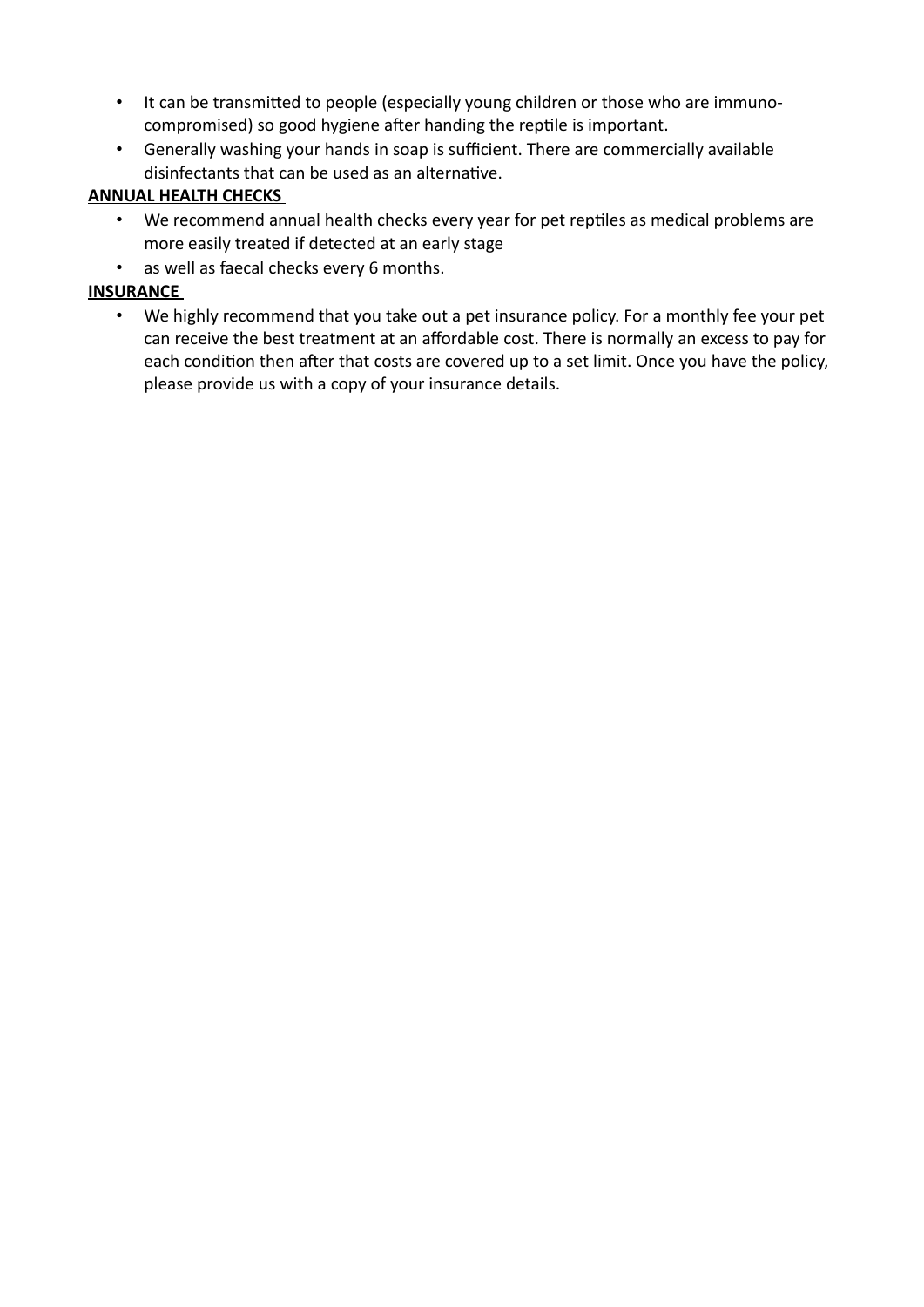- It can be transmitted to people (especially young children or those who are immuno-compromised) so good hygiene after handing the reptile is important.
- Generally washing your hands in soap is sufficient. There are commercially available disinfectants that can be used as an alternative.

**ANNUAL HEALTH CHECKS**

- We recommend annual health checks every year for pet reptiles as medical problems are more easily treated if detected at an early stage
- as well as faecal checks every 6 months.

**INSURANCE**

- We highly recommend that you take out a pet insurance policy. For a monthly fee your pet can receive the best treatment at an affordable cost. There is normally an excess to pay for each condition then after that costs are covered up to a set limit. Once you have the policy, please provide us with a copy of your insurance details.